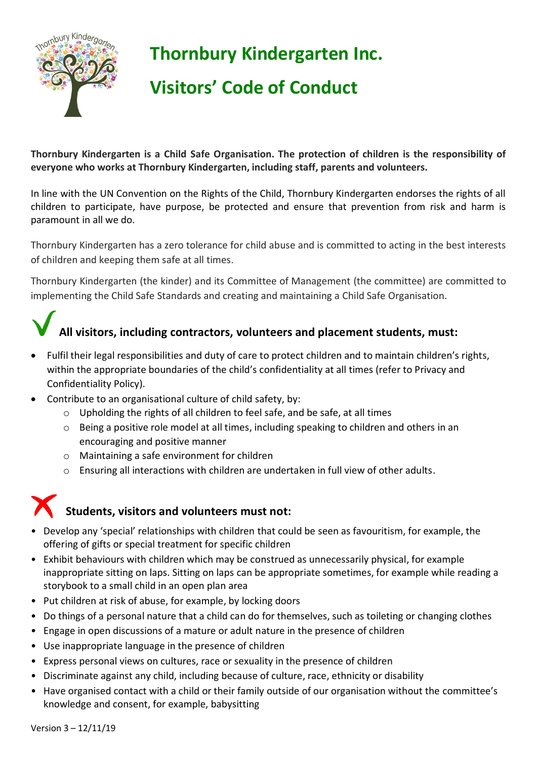# Thornbury Kindergarten Inc.

# Visitors' Code of Conduct

**Thornbury Kindergarten is a Child Safe Organisation. The protection of children is the responsibility of everyone who works at Thornbury Kindergarten, including staff, parents and volunteers.**

In line with the UN Convention on the Rights of the Child, Thornbury Kindergarten endorses the rights of all children to participate, have purpose, be protected and ensure that prevention from risk and harm is paramount in all we do.

Thornbury Kindergarten has a zero tolerance for child abuse and is committed to acting in the best interests of children and keeping them safe at all times.

Thornbury Kindergarten (the kinder) and its Committee of Management (the committee) are committed to implementing the Child Safe Standards and creating and maintaining a Child Safe Organisation.

## ✓ All visitors, including contractors, volunteers and placement students, must:

- Fulfil their legal responsibilities and duty of care to protect children and to maintain children's rights, within the appropriate boundaries of the child's confidentiality at all times (refer to Privacy and Confidentiality Policy).
- Contribute to an organisational culture of child safety, by:
  - Upholding the rights of all children to feel safe, and be safe, at all times
  - Being a positive role model at all times, including speaking to children and others in an encouraging and positive manner
  - Maintaining a safe environment for children
  - Ensuring all interactions with children are undertaken in full view of other adults.

## ✗ Students, visitors and volunteers must not:

- Develop any 'special' relationships with children that could be seen as favouritism, for example, the offering of gifts or special treatment for specific children
- Exhibit behaviours with children which may be construed as unnecessarily physical, for example inappropriate sitting on laps. Sitting on laps can be appropriate sometimes, for example while reading a storybook to a small child in an open plan area
- Put children at risk of abuse, for example, by locking doors
- Do things of a personal nature that a child can do for themselves, such as toileting or changing clothes
- Engage in open discussions of a mature or adult nature in the presence of children
- Use inappropriate language in the presence of children
- Express personal views on cultures, race or sexuality in the presence of children
- Discriminate against any child, including because of culture, race, ethnicity or disability
- Have organised contact with a child or their family outside of our organisation without the committee's knowledge and consent, for example, babysitting

Version 3 – 12/11/19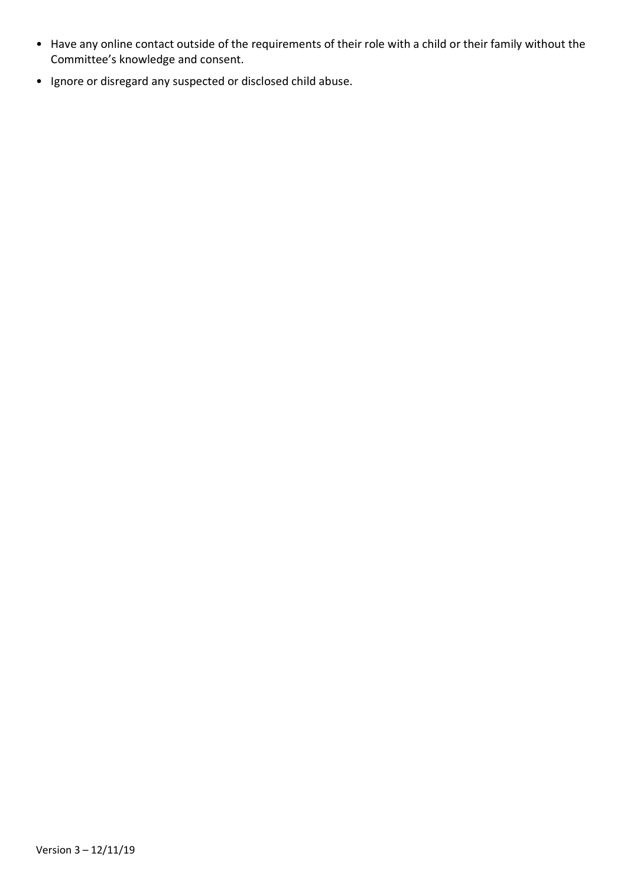- Have any online contact outside of the requirements of their role with a child or their family without the Committee's knowledge and consent.
- Ignore or disregard any suspected or disclosed child abuse.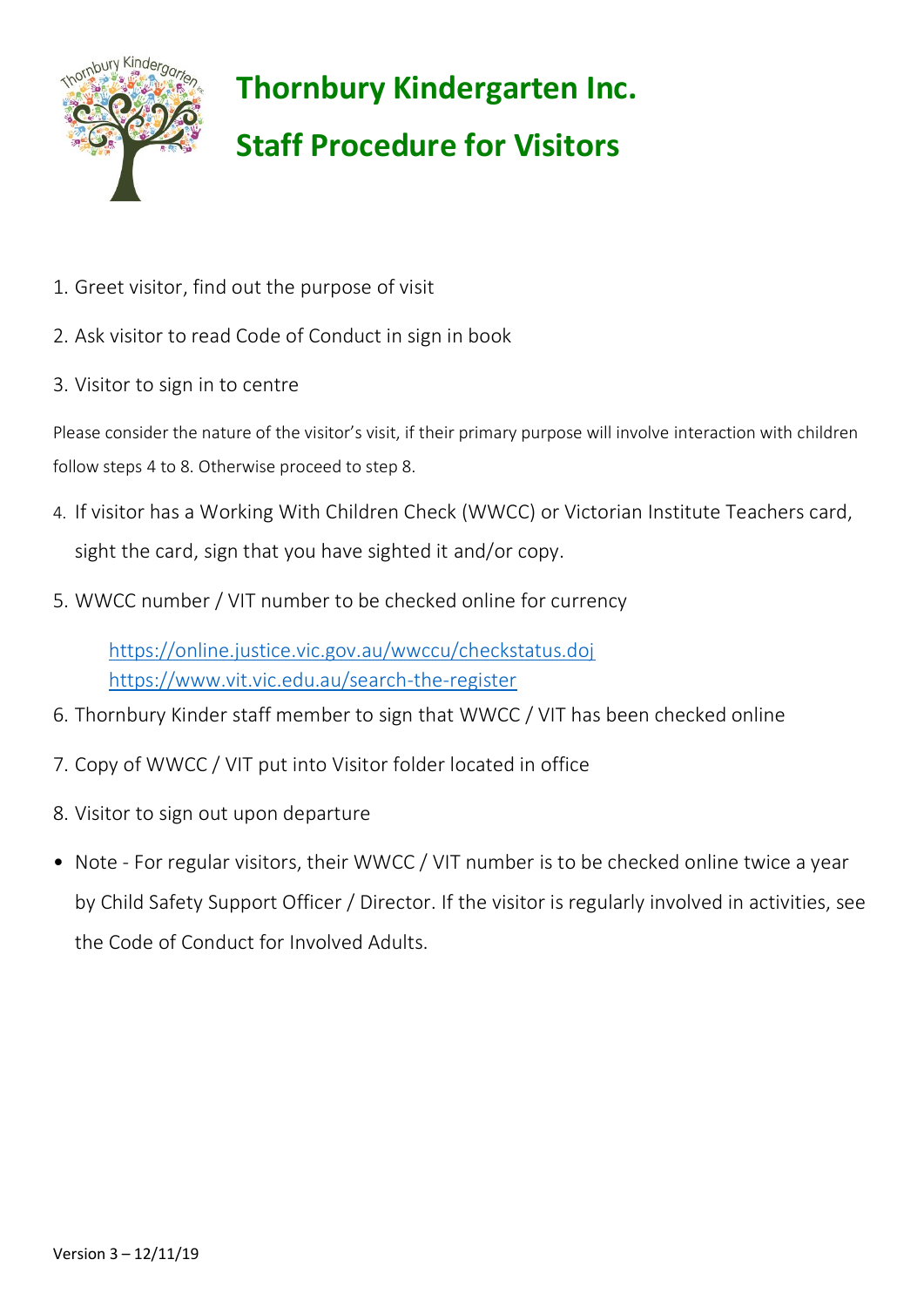# Thornbury Kindergarten Inc.

# Staff Procedure for Visitors

1. Greet visitor, find out the purpose of visit
2. Ask visitor to read Code of Conduct in sign in book
3. Visitor to sign in to centre

Please consider the nature of the visitor's visit, if their primary purpose will involve interaction with children follow steps 4 to 8. Otherwise proceed to step 8.

4. If visitor has a Working With Children Check (WWCC) or Victorian Institute Teachers card, sight the card, sign that you have sighted it and/or copy.
5. WWCC number / VIT number to be checked online for currency

   https://online.justice.vic.gov.au/wwccu/checkstatus.doj
   https://www.vit.vic.edu.au/search-the-register

6. Thornbury Kinder staff member to sign that WWCC / VIT has been checked online
7. Copy of WWCC / VIT put into Visitor folder located in office
8. Visitor to sign out upon departure

- Note - For regular visitors, their WWCC / VIT number is to be checked online twice a year by Child Safety Support Officer / Director. If the visitor is regularly involved in activities, see the Code of Conduct for Involved Adults.

Version 3 – 12/11/19